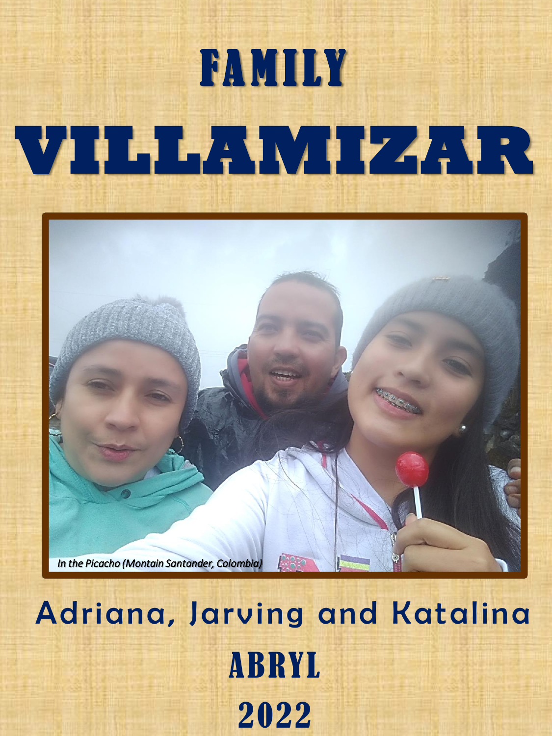# FAMILY

# VILLAMIZAR

*In the Picacho (Montain Santander, Colombia)*

## Adriana, Jarving and Katalina

## ABRYL

## 2022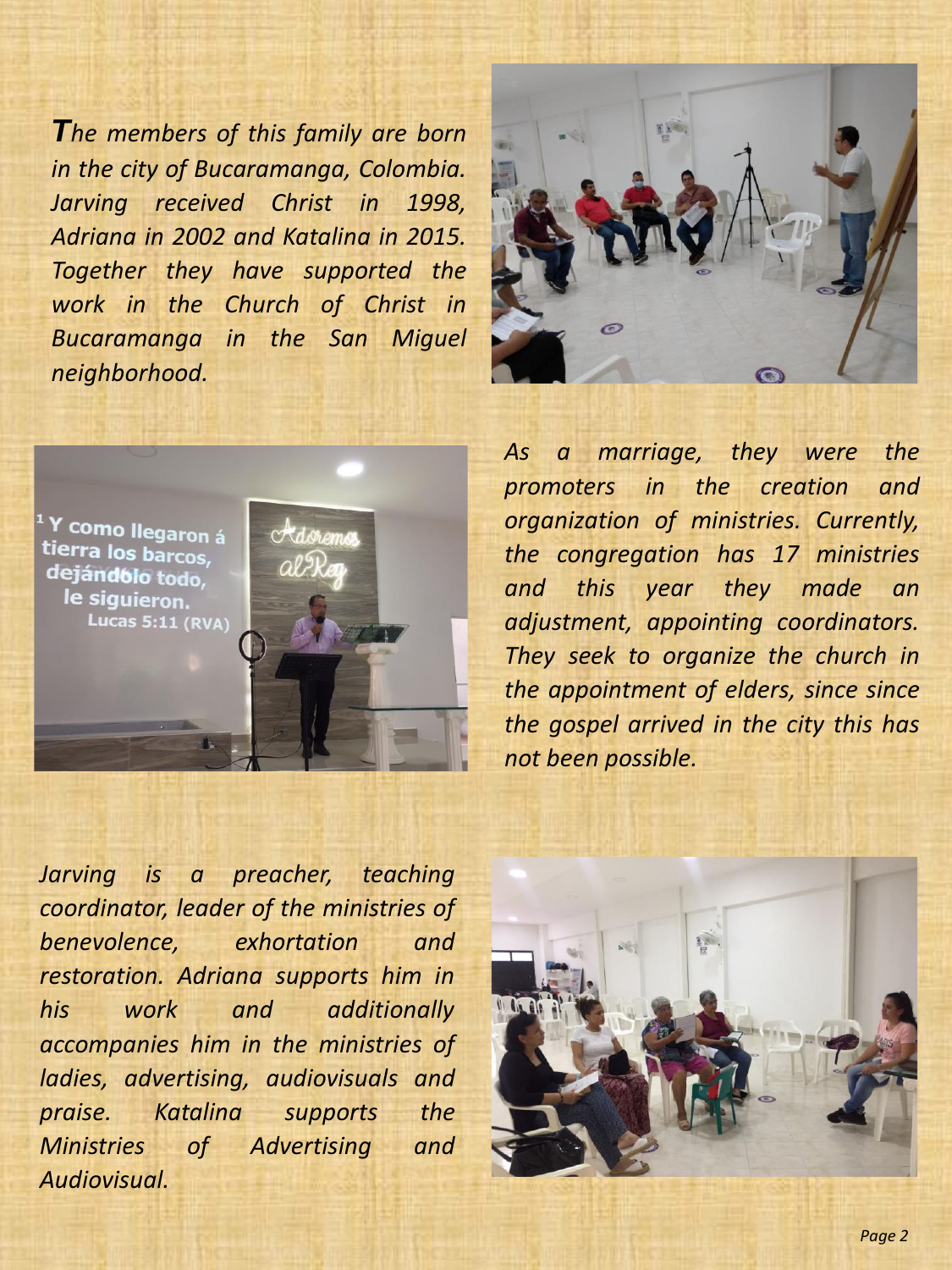*The members of this family are born in the city of Bucaramanga, Colombia. Jarving received Christ in 1998, Adriana in 2002 and Katalina in 2015. Together they have supported the work in the Church of Christ in Bucaramanga in the San Miguel neighborhood.*

*As a marriage, they were the promoters in the creation and organization of ministries. Currently, the congregation has 17 ministries and this year they made an adjustment, appointing coordinators. They seek to organize the church in the appointment of elders, since since the gospel arrived in the city this has not been possible.*

*Jarving is a preacher, teaching coordinator, leader of the ministries of benevolence, exhortation and restoration. Adriana supports him in his work and additionally accompanies him in the ministries of ladies, advertising, audiovisuals and praise. Katalina supports the Ministries of Advertising and Audiovisual.*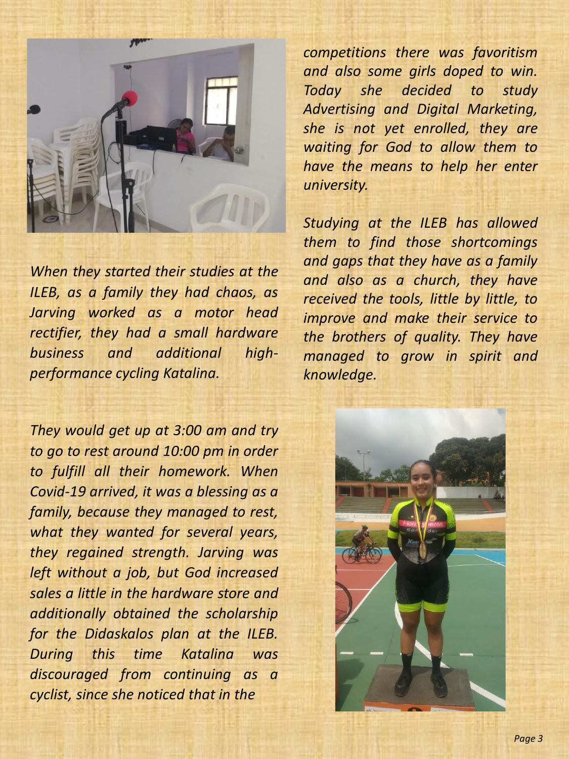*When they started their studies at the ILEB, as a family they had chaos, as Jarving worked as a motor head rectifier, they had a small hardware business and additional high-performance cycling Katalina.*

*They would get up at 3:00 am and try to go to rest around 10:00 pm in order to fulfill all their homework. When Covid-19 arrived, it was a blessing as a family, because they managed to rest, what they wanted for several years, they regained strength. Jarving was left without a job, but God increased sales a little in the hardware store and additionally obtained the scholarship for the Didaskalos plan at the ILEB. During this time Katalina was discouraged from continuing as a cyclist, since she noticed that in the competitions there was favoritism and also some girls doped to win. Today she decided to study Advertising and Digital Marketing, she is not yet enrolled, they are waiting for God to allow them to have the means to help her enter university.*

*Studying at the ILEB has allowed them to find those shortcomings and gaps that they have as a family and also as a church, they have received the tools, little by little, to improve and make their service to the brothers of quality. They have managed to grow in spirit and knowledge.*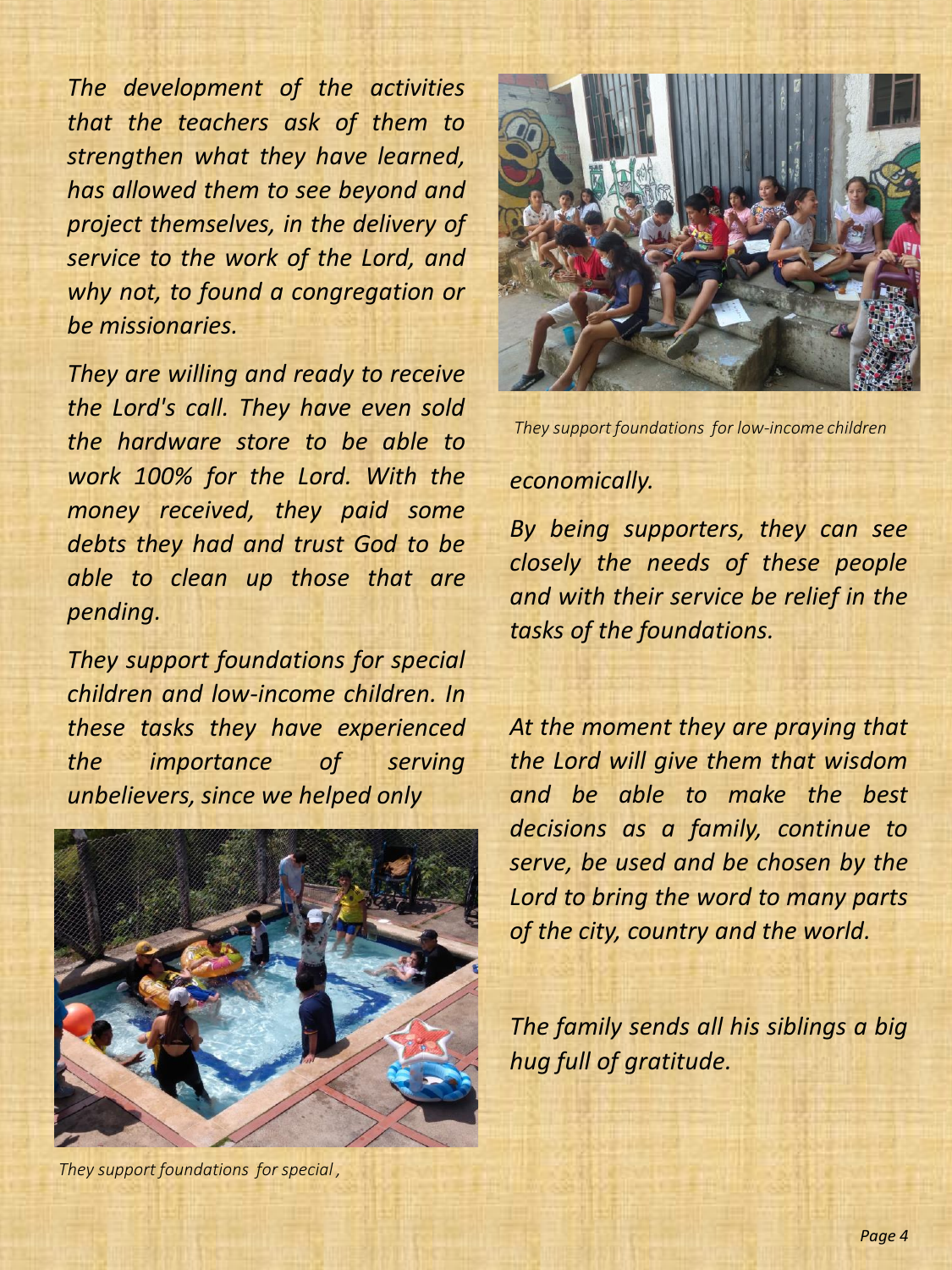*The development of the activities that the teachers ask of them to strengthen what they have learned, has allowed them to see beyond and project themselves, in the delivery of service to the work of the Lord, and why not, to found a congregation or be missionaries.*

*They are willing and ready to receive the Lord's call. They have even sold the hardware store to be able to work 100% for the Lord. With the money received, they paid some debts they had and trust God to be able to clean up those that are pending.*

*They support foundations for special children and low-income children. In these tasks they have experienced the importance of serving unbelievers, since we helped only economically.*

*They support foundations for special ,*

*They support foundations for low-income children*

*By being supporters, they can see closely the needs of these people and with their service be relief in the tasks of the foundations.*

*At the moment they are praying that the Lord will give them that wisdom and be able to make the best decisions as a family, continue to serve, be used and be chosen by the Lord to bring the word to many parts of the city, country and the world.*

*The family sends all his siblings a big hug full of gratitude.*